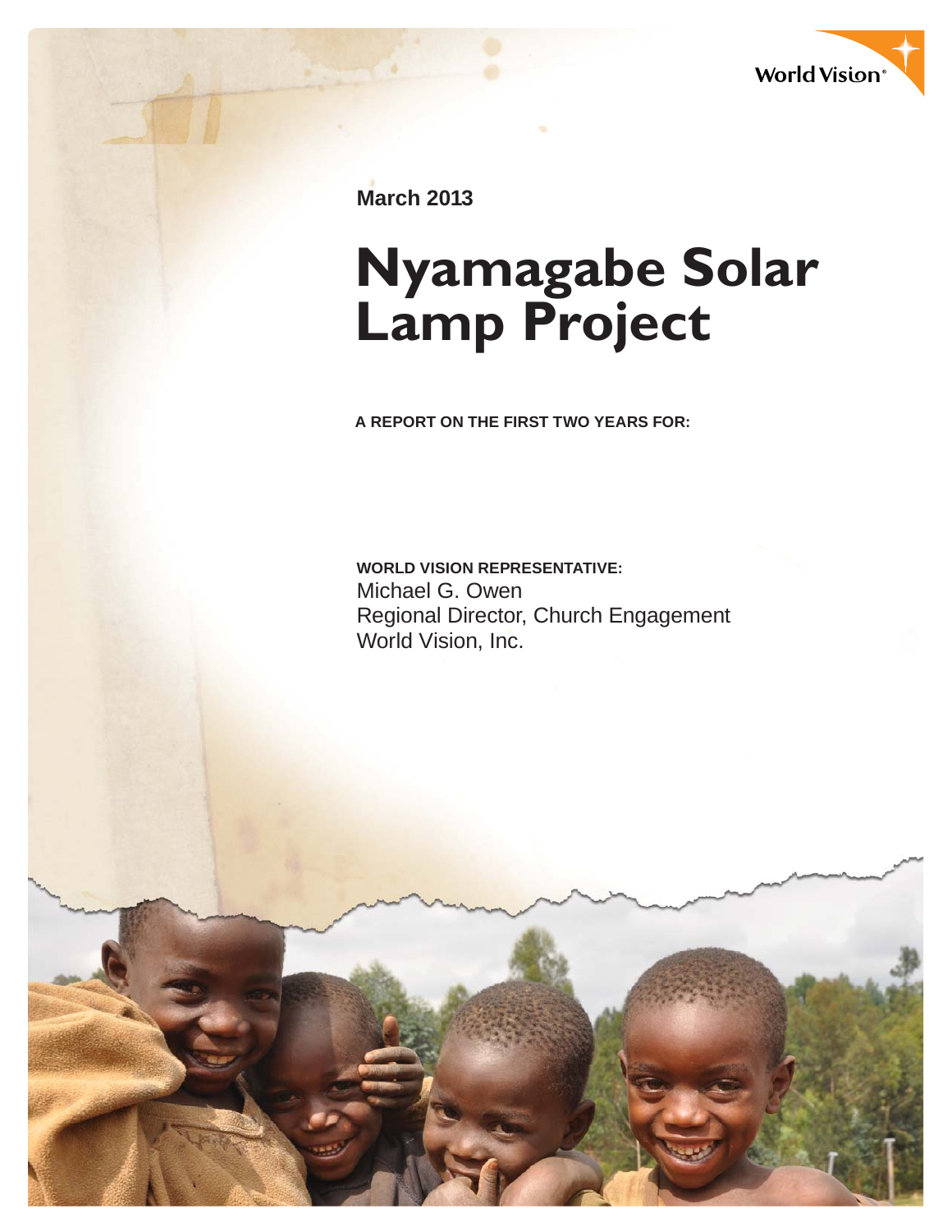World Vision®

**March 2013**

# Nyamagabe Solar Lamp Project

**A REPORT ON THE FIRST TWO YEARS FOR:**

**WORLD VISION REPRESENTATIVE:**
Michael G. Owen
Regional Director, Church Engagement
World Vision, Inc.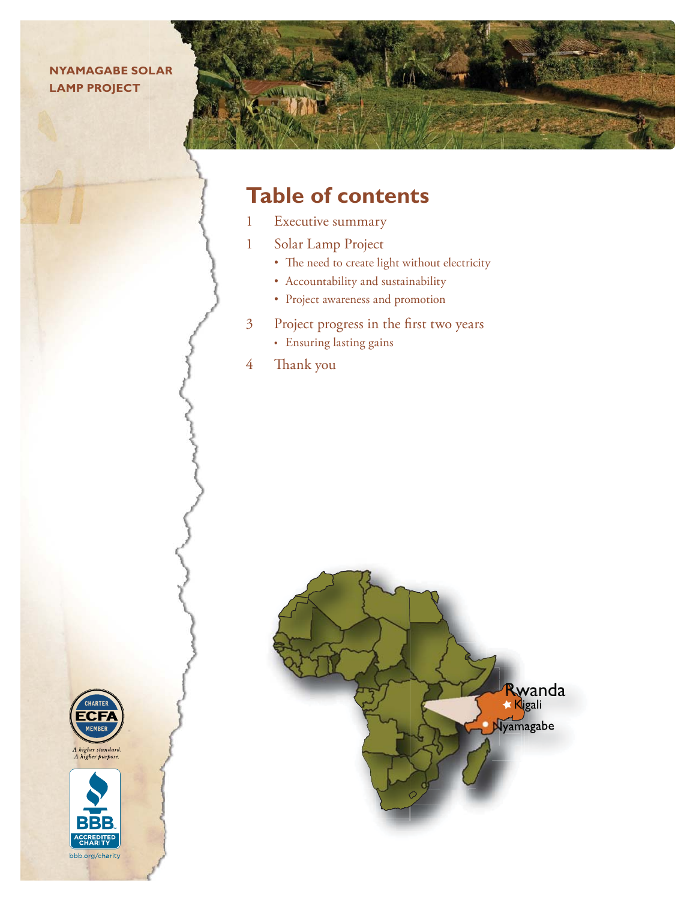NYAMAGABE SOLAR LAMP PROJECT

# Table of contents

1 Executive summary

1 Solar Lamp Project

- The need to create light without electricity
- Accountability and sustainability
- Project awareness and promotion

3 Project progress in the first two years

- Ensuring lasting gains

4 Thank you

Rwanda
Kigali
Nyamagabe

CHARTER ECFA MEMBER

*A higher standard. A higher purpose.*

BBB ACCREDITED CHARITY

bbb.org/charity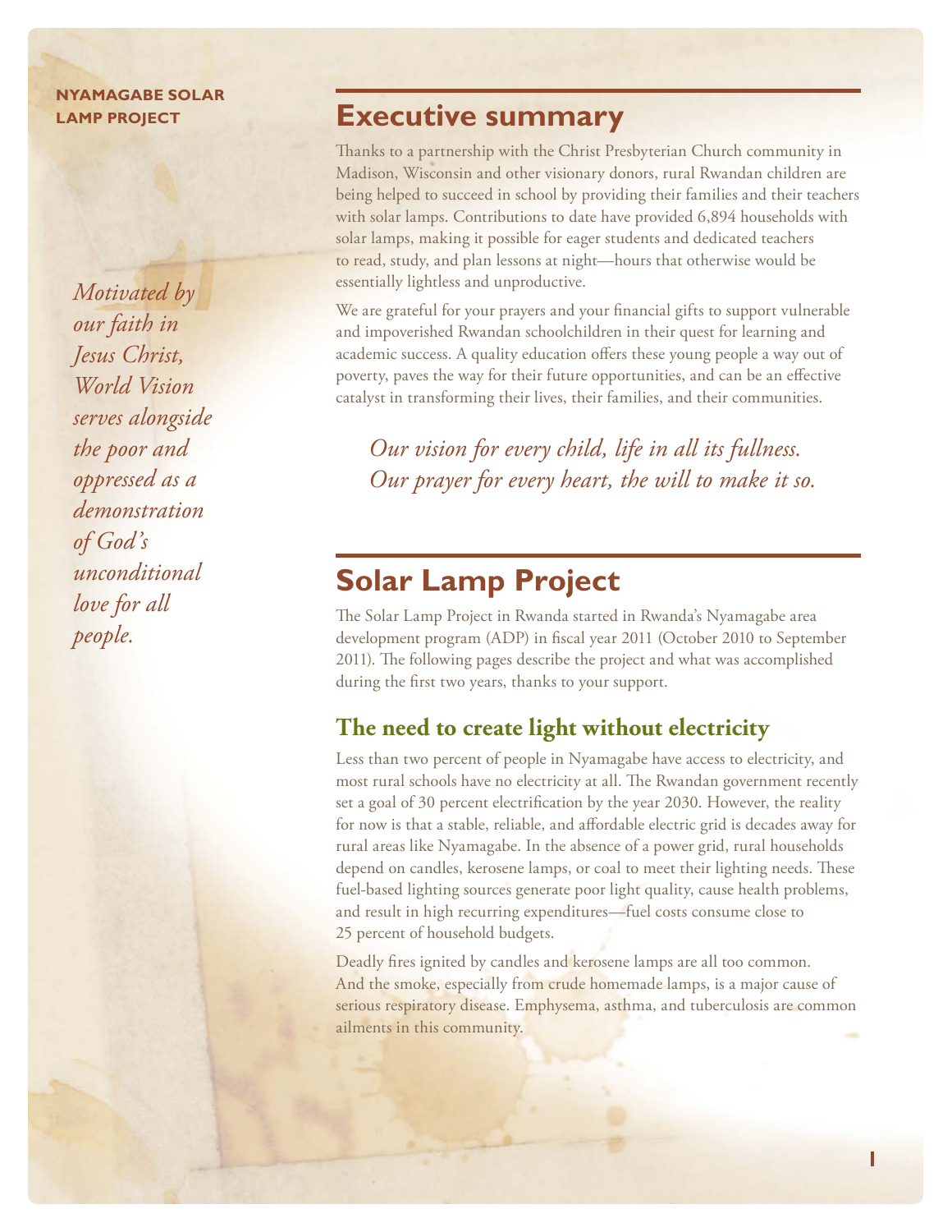**NYAMAGABE SOLAR LAMP PROJECT**

*Motivated by our faith in Jesus Christ, World Vision serves alongside the poor and oppressed as a demonstration of God's unconditional love for all people.*

## Executive summary

Thanks to a partnership with the Christ Presbyterian Church community in Madison, Wisconsin and other visionary donors, rural Rwandan children are being helped to succeed in school by providing their families and their teachers with solar lamps. Contributions to date have provided 6,894 households with solar lamps, making it possible for eager students and dedicated teachers to read, study, and plan lessons at night—hours that otherwise would be essentially lightless and unproductive.

We are grateful for your prayers and your financial gifts to support vulnerable and impoverished Rwandan schoolchildren in their quest for learning and academic success. A quality education offers these young people a way out of poverty, paves the way for their future opportunities, and can be an effective catalyst in transforming their lives, their families, and their communities.

*Our vision for every child, life in all its fullness.*
*Our prayer for every heart, the will to make it so.*

## Solar Lamp Project

The Solar Lamp Project in Rwanda started in Rwanda's Nyamagabe area development program (ADP) in fiscal year 2011 (October 2010 to September 2011). The following pages describe the project and what was accomplished during the first two years, thanks to your support.

### The need to create light without electricity

Less than two percent of people in Nyamagabe have access to electricity, and most rural schools have no electricity at all. The Rwandan government recently set a goal of 30 percent electrification by the year 2030. However, the reality for now is that a stable, reliable, and affordable electric grid is decades away for rural areas like Nyamagabe. In the absence of a power grid, rural households depend on candles, kerosene lamps, or coal to meet their lighting needs. These fuel-based lighting sources generate poor light quality, cause health problems, and result in high recurring expenditures—fuel costs consume close to 25 percent of household budgets.

Deadly fires ignited by candles and kerosene lamps are all too common. And the smoke, especially from crude homemade lamps, is a major cause of serious respiratory disease. Emphysema, asthma, and tuberculosis are common ailments in this community.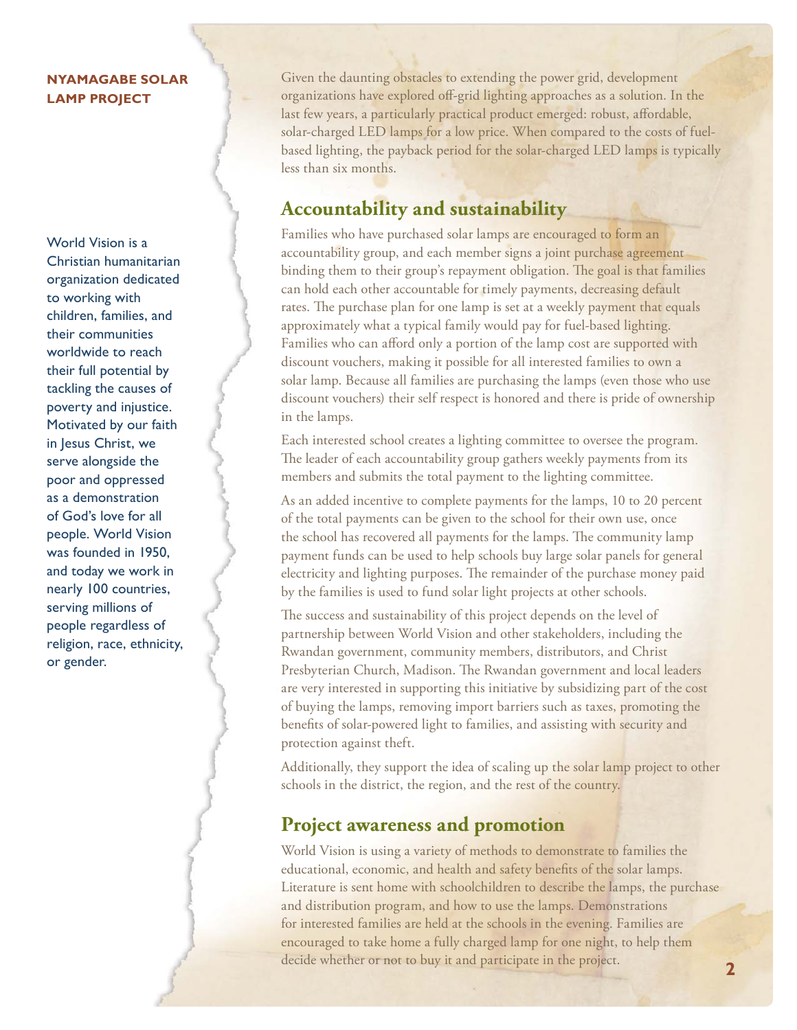**NYAMAGABE SOLAR LAMP PROJECT**

World Vision is a Christian humanitarian organization dedicated to working with children, families, and their communities worldwide to reach their full potential by tackling the causes of poverty and injustice. Motivated by our faith in Jesus Christ, we serve alongside the poor and oppressed as a demonstration of God's love for all people. World Vision was founded in 1950, and today we work in nearly 100 countries, serving millions of people regardless of religion, race, ethnicity, or gender.

Given the daunting obstacles to extending the power grid, development organizations have explored off-grid lighting approaches as a solution. In the last few years, a particularly practical product emerged: robust, affordable, solar-charged LED lamps for a low price. When compared to the costs of fuel-based lighting, the payback period for the solar-charged LED lamps is typically less than six months.

## Accountability and sustainability

Families who have purchased solar lamps are encouraged to form an accountability group, and each member signs a joint purchase agreement binding them to their group's repayment obligation. The goal is that families can hold each other accountable for timely payments, decreasing default rates. The purchase plan for one lamp is set at a weekly payment that equals approximately what a typical family would pay for fuel-based lighting. Families who can afford only a portion of the lamp cost are supported with discount vouchers, making it possible for all interested families to own a solar lamp. Because all families are purchasing the lamps (even those who use discount vouchers) their self respect is honored and there is pride of ownership in the lamps.

Each interested school creates a lighting committee to oversee the program. The leader of each accountability group gathers weekly payments from its members and submits the total payment to the lighting committee.

As an added incentive to complete payments for the lamps, 10 to 20 percent of the total payments can be given to the school for their own use, once the school has recovered all payments for the lamps. The community lamp payment funds can be used to help schools buy large solar panels for general electricity and lighting purposes. The remainder of the purchase money paid by the families is used to fund solar light projects at other schools.

The success and sustainability of this project depends on the level of partnership between World Vision and other stakeholders, including the Rwandan government, community members, distributors, and Christ Presbyterian Church, Madison. The Rwandan government and local leaders are very interested in supporting this initiative by subsidizing part of the cost of buying the lamps, removing import barriers such as taxes, promoting the benefits of solar-powered light to families, and assisting with security and protection against theft.

Additionally, they support the idea of scaling up the solar lamp project to other schools in the district, the region, and the rest of the country.

## Project awareness and promotion

World Vision is using a variety of methods to demonstrate to families the educational, economic, and health and safety benefits of the solar lamps. Literature is sent home with schoolchildren to describe the lamps, the purchase and distribution program, and how to use the lamps. Demonstrations for interested families are held at the schools in the evening. Families are encouraged to take home a fully charged lamp for one night, to help them decide whether or not to buy it and participate in the project.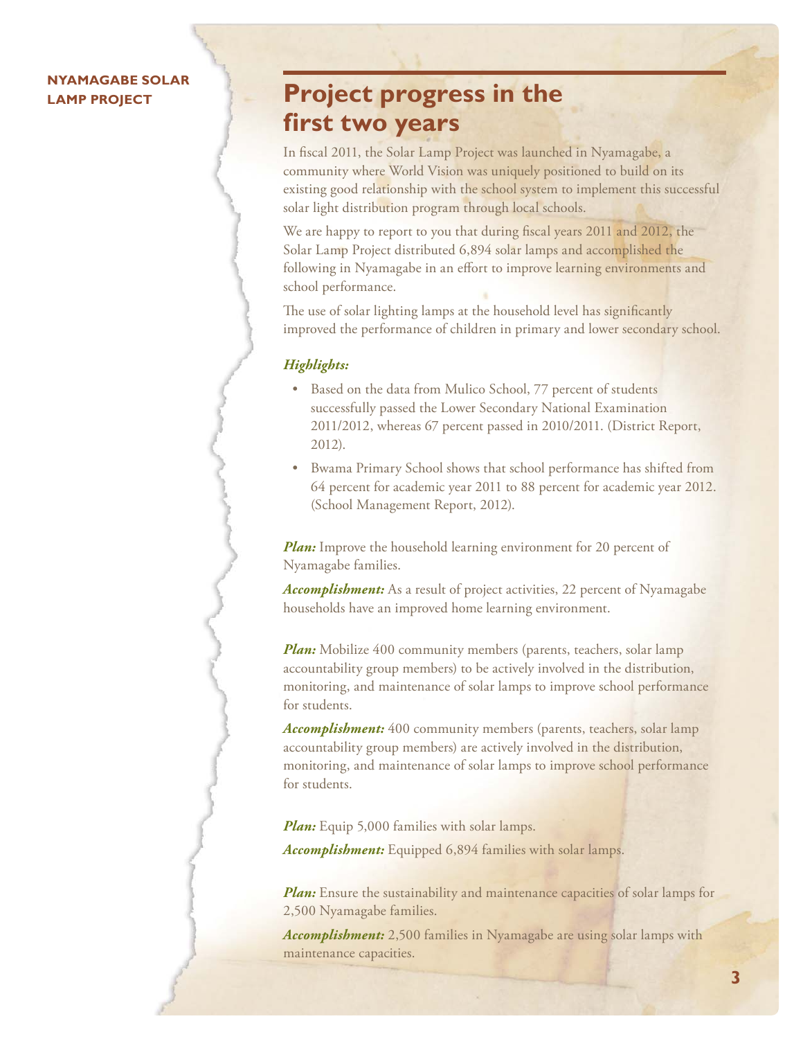NYAMAGABE SOLAR LAMP PROJECT

# Project progress in the first two years

In fiscal 2011, the Solar Lamp Project was launched in Nyamagabe, a community where World Vision was uniquely positioned to build on its existing good relationship with the school system to implement this successful solar light distribution program through local schools.

We are happy to report to you that during fiscal years 2011 and 2012, the Solar Lamp Project distributed 6,894 solar lamps and accomplished the following in Nyamagabe in an effort to improve learning environments and school performance.

The use of solar lighting lamps at the household level has significantly improved the performance of children in primary and lower secondary school.

***Highlights:***

- Based on the data from Mulico School, 77 percent of students successfully passed the Lower Secondary National Examination 2011/2012, whereas 67 percent passed in 2010/2011. (District Report, 2012).
- Bwama Primary School shows that school performance has shifted from 64 percent for academic year 2011 to 88 percent for academic year 2012. (School Management Report, 2012).

***Plan:*** Improve the household learning environment for 20 percent of Nyamagabe families.

***Accomplishment:*** As a result of project activities, 22 percent of Nyamagabe households have an improved home learning environment.

***Plan:*** Mobilize 400 community members (parents, teachers, solar lamp accountability group members) to be actively involved in the distribution, monitoring, and maintenance of solar lamps to improve school performance for students.

***Accomplishment:*** 400 community members (parents, teachers, solar lamp accountability group members) are actively involved in the distribution, monitoring, and maintenance of solar lamps to improve school performance for students.

***Plan:*** Equip 5,000 families with solar lamps.

***Accomplishment:*** Equipped 6,894 families with solar lamps.

***Plan:*** Ensure the sustainability and maintenance capacities of solar lamps for 2,500 Nyamagabe families.

***Accomplishment:*** 2,500 families in Nyamagabe are using solar lamps with maintenance capacities.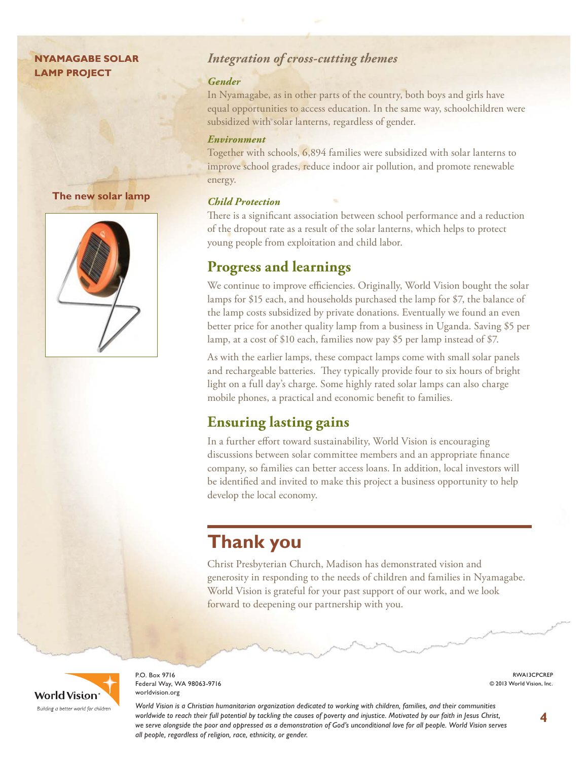**NYAMAGABE SOLAR LAMP PROJECT**

### *Integration of cross-cutting themes*

***Gender***

In Nyamagabe, as in other parts of the country, both boys and girls have equal opportunities to access education. In the same way, schoolchildren were subsidized with solar lanterns, regardless of gender.

***Environment***

Together with schools, 6,894 families were subsidized with solar lanterns to improve school grades, reduce indoor air pollution, and promote renewable energy.

***Child Protection***

There is a significant association between school performance and a reduction of the dropout rate as a result of the solar lanterns, which helps to protect young people from exploitation and child labor.

**The new solar lamp**

## Progress and learnings

We continue to improve efficiencies. Originally, World Vision bought the solar lamps for $15 each, and households purchased the lamp for $7, the balance of the lamp costs subsidized by private donations. Eventually we found an even better price for another quality lamp from a business in Uganda. Saving $5 per lamp, at a cost of $10 each, families now pay $5 per lamp instead of $7.

As with the earlier lamps, these compact lamps come with small solar panels and rechargeable batteries. They typically provide four to six hours of bright light on a full day's charge. Some highly rated solar lamps can also charge mobile phones, a practical and economic benefit to families.

## Ensuring lasting gains

In a further effort toward sustainability, World Vision is encouraging discussions between solar committee members and an appropriate finance company, so families can better access loans. In addition, local investors will be identified and invited to make this project a business opportunity to help develop the local economy.

# Thank you

Christ Presbyterian Church, Madison has demonstrated vision and generosity in responding to the needs of children and families in Nyamagabe. World Vision is grateful for your past support of our work, and we look forward to deepening our partnership with you.

World Vision®
Building a better world for children

P.O. Box 9716
Federal Way, WA 98063-9716
worldvision.org

RWA13CPCREP
© 2013 World Vision, Inc.

*World Vision is a Christian humanitarian organization dedicated to working with children, families, and their communities worldwide to reach their full potential by tackling the causes of poverty and injustice. Motivated by our faith in Jesus Christ, we serve alongside the poor and oppressed as a demonstration of God's unconditional love for all people. World Vision serves all people, regardless of religion, race, ethnicity, or gender.*